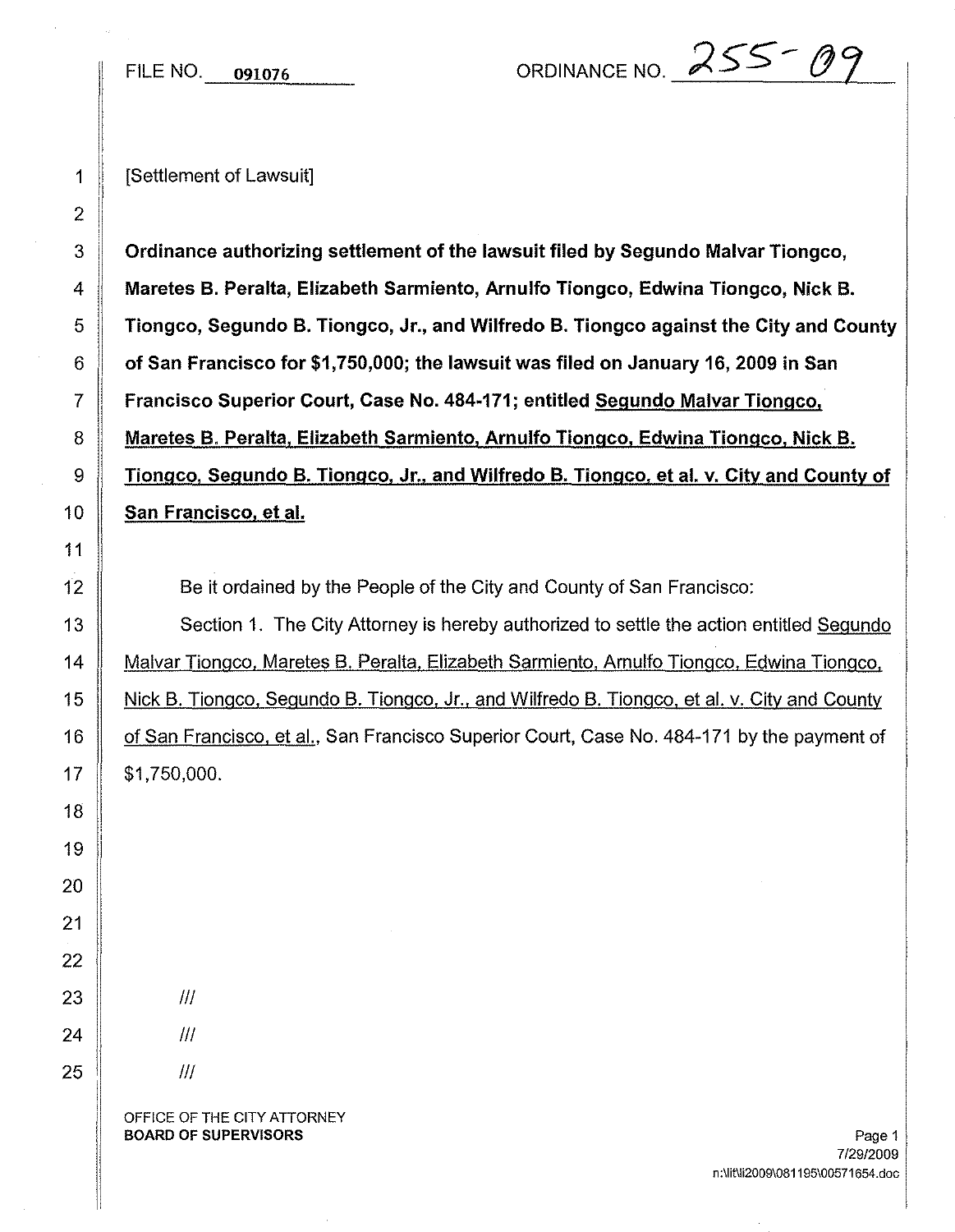FILE NO. 091076 ORDINANCE NO. 255-09

[Settlement of Lawsuit]

**Ordinance authorizing settlement of the lawsuit filed by Segundo Malvar Tiongco, Maretes B. Peralta, Elizabeth Sarmiento, Arnulfo Tiongco, Edwina Tiongco, Nick B. Tiongco, Segundo B. Tiongco, Jr., and Wilfredo B. Tiongco against the City and County of San Francisco for $1,750,000; the lawsuit was filed on January 16, 2009 in San Francisco Superior Court, Case No. 484-171; entitled <u>Segundo Malvar Tiongco, Maretes B. Peralta, Elizabeth Sarmiento, Arnulfo Tiongco, Edwina Tiongco, Nick B. Tiongco, Segundo B. Tiongco, Jr., and Wilfredo B. Tiongco, et al. v. City and County of San Francisco, et al.</u>**

Be it ordained by the People of the City and County of San Francisco:

Section 1. The City Attorney is hereby authorized to settle the action entitled <u>Segundo Malvar Tiongco, Maretes B. Peralta, Elizabeth Sarmiento, Arnulfo Tiongco, Edwina Tiongco, Nick B. Tiongco, Segundo B. Tiongco, Jr., and Wilfredo B. Tiongco, et al. v. City and County of San Francisco, et al.</u>, San Francisco Superior Court, Case No. 484-171 by the payment of $1,750,000.

///

///

///

OFFICE OF THE CITY ATTORNEY
**BOARD OF SUPERVISORS**

7/29/2009
n:\lit\li2009\081195\00571654.doc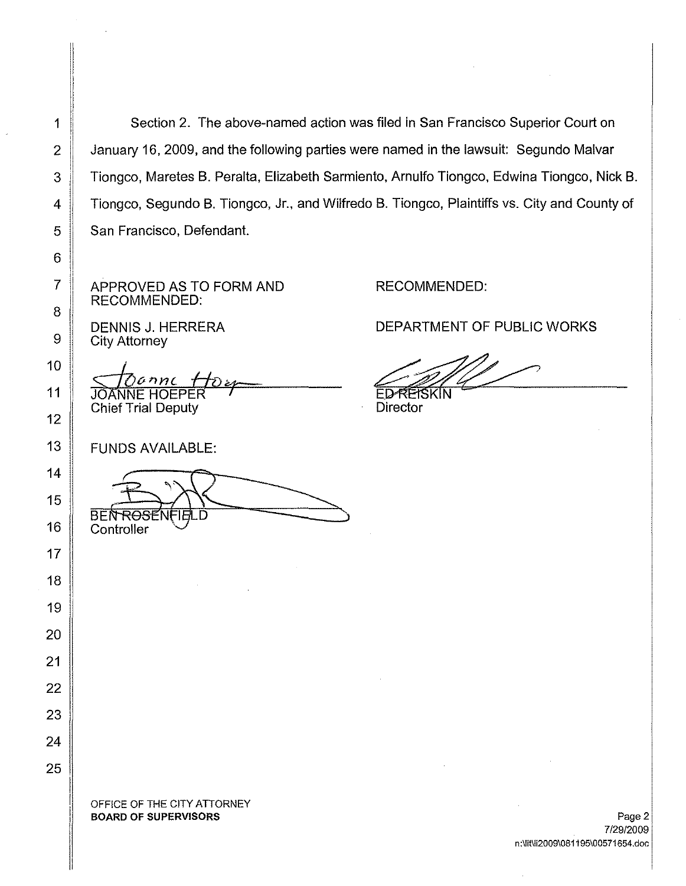Section 2. The above-named action was filed in San Francisco Superior Court on January 16, 2009, and the following parties were named in the lawsuit: Segundo Malvar Tiongco, Maretes B. Peralta, Elizabeth Sarmiento, Arnulfo Tiongco, Edwina Tiongco, Nick B. Tiongco, Segundo B. Tiongco, Jr., and Wilfredo B. Tiongco, Plaintiffs vs. City and County of San Francisco, Defendant.

APPROVED AS TO FORM AND RECOMMENDED:

DENNIS J. HERRERA
City Attorney

JOANNE HOEPER
Chief Trial Deputy

RECOMMENDED:

DEPARTMENT OF PUBLIC WORKS

ED REISKIN
Director

FUNDS AVAILABLE:

BEN ROSENFIELD
Controller

OFFICE OF THE CITY ATTORNEY
**BOARD OF SUPERVISORS**

7/29/2009
n:\lit\li2009\081195\00571654.doc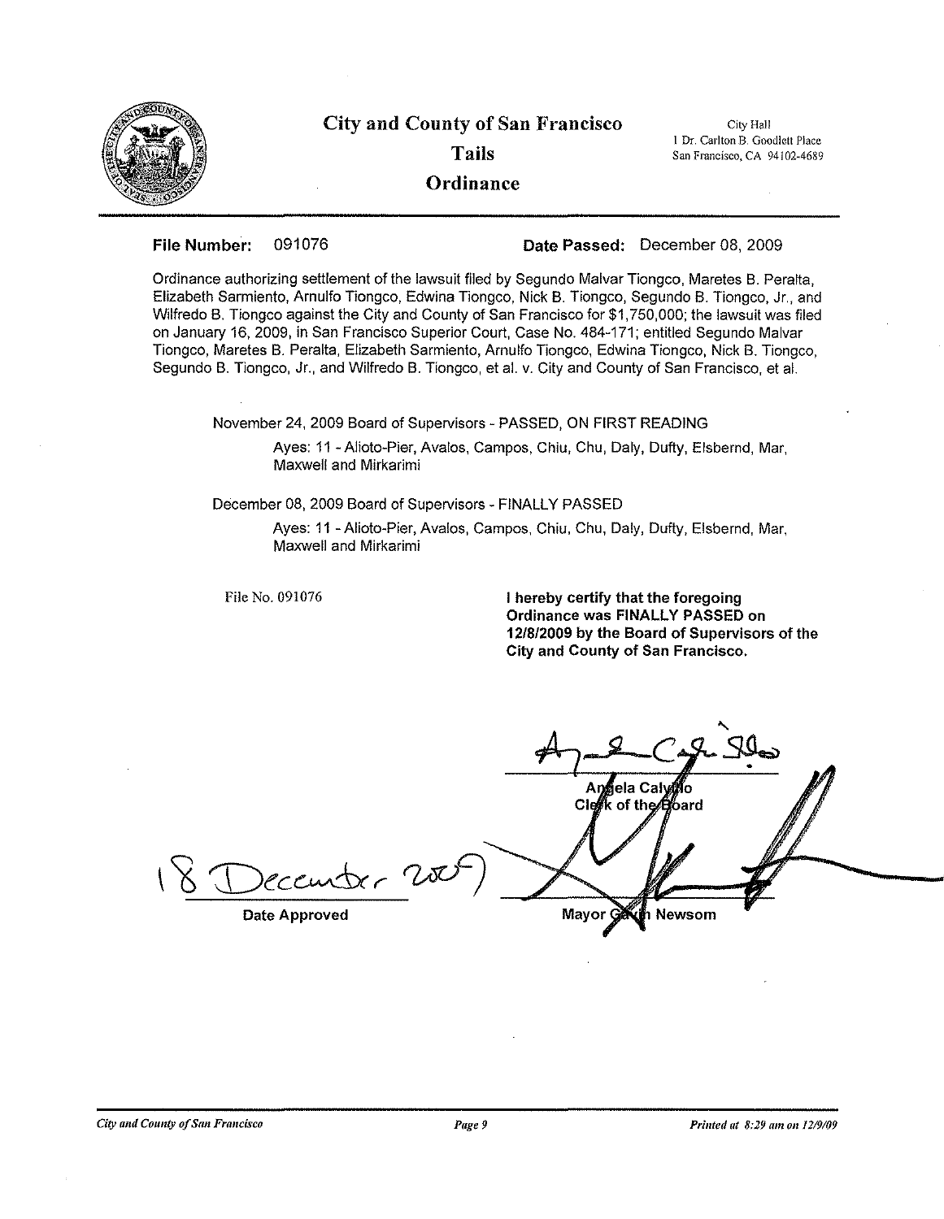# City and County of San Francisco

## Tails

## Ordinance

City Hall
1 Dr. Carlton B. Goodlett Place
San Francisco, CA 94102-4689

**File Number:** 091076 **Date Passed:** December 08, 2009

Ordinance authorizing settlement of the lawsuit filed by Segundo Malvar Tiongco, Maretes B. Peralta, Elizabeth Sarmiento, Arnulfo Tiongco, Edwina Tiongco, Nick B. Tiongco, Segundo B. Tiongco, Jr., and Wilfredo B. Tiongco against the City and County of San Francisco for $1,750,000; the lawsuit was filed on January 16, 2009, in San Francisco Superior Court, Case No. 484-171; entitled Segundo Malvar Tiongco, Maretes B. Peralta, Elizabeth Sarmiento, Arnulfo Tiongco, Edwina Tiongco, Nick B. Tiongco, Segundo B. Tiongco, Jr., and Wilfredo B. Tiongco, et al. v. City and County of San Francisco, et al.

November 24, 2009 Board of Supervisors - PASSED, ON FIRST READING

Ayes: 11 - Alioto-Pier, Avalos, Campos, Chiu, Chu, Daly, Dufty, Elsbernd, Mar, Maxwell and Mirkarimi

December 08, 2009 Board of Supervisors - FINALLY PASSED

Ayes: 11 - Alioto-Pier, Avalos, Campos, Chiu, Chu, Daly, Dufty, Elsbernd, Mar, Maxwell and Mirkarimi

File No. 091076

**I hereby certify that the foregoing Ordinance was FINALLY PASSED on 12/8/2009 by the Board of Supervisors of the City and County of San Francisco.**

Angela Calvillo
Clerk of the Board

18 December 2009
**Date Approved**

Mayor Gavin Newsom